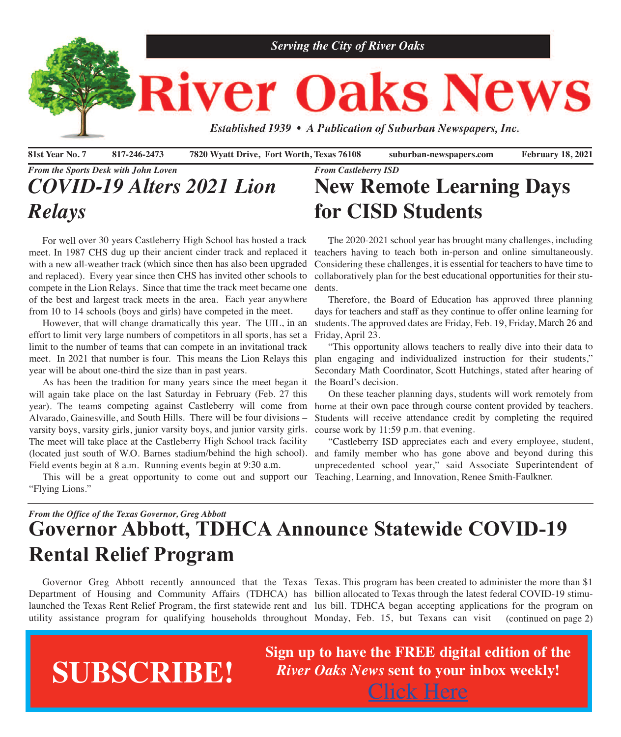Serving the City of River Oaks

# River Oaks News

*Established 1939 • A Publication of Suburban Newspapers, Inc.*

**81st Year No. 7 | 817-246-2473 | 7820 Wyatt Drive, Fort Worth, Texas 76108 | suburban-newspapers.com | February 18, 2021**

*From the Sports Desk with John Loven*

## *COVID-19 Alters 2021 Lion Relays*

For well over 30 years Castleberry High School has hosted a track meet. In 1987 CHS dug up their ancient cinder track and replaced it with a new all-weather track (which since then has also been upgraded and replaced). Every year since then CHS has invited other schools to compete in the Lion Relays. Since that time the track meet became one of the best and largest track meets in the area. Each year anywhere from 10 to 14 schools (boys and girls) have competed in the meet.

However, that will change dramatically this year. The UIL, in an effort to limit very large numbers of competitors in all sports, has set a limit to the number of teams that can compete in an invitational track meet. In 2021 that number is four. This means the Lion Relays this year will be about one-third the size than in past years.

As has been the tradition for many years since the meet began it will again take place on the last Saturday in February (Feb. 27 this year). The teams competing against Castleberry will come from Alvarado, Gainesville, and South Hills. There will be four divisions – varsity boys, varsity girls, junior varsity boys, and junior varsity girls. The meet will take place at the Castleberry High School track facility (located just south of W.O. Barnes stadium/behind the high school). Field events begin at 8 a.m. Running events begin at 9:30 a.m.

This will be a great opportunity to come out and support our "Flying Lions."

*From Castleberry ISD*

## New Remote Learning Days for CISD Students

The 2020-2021 school year has brought many challenges, including teachers having to teach both in-person and online simultaneously. Considering these challenges, it is essential for teachers to have time to collaboratively plan for the best educational opportunities for their students.

Therefore, the Board of Education has approved three planning days for teachers and staff as they continue to offer online learning for students. The approved dates are Friday, Feb. 19, Friday, March 26 and Friday, April 23.

"This opportunity allows teachers to really dive into their data to plan engaging and individualized instruction for their students," Secondary Math Coordinator, Scott Hutchings, stated after hearing of the Board's decision.

On these teacher planning days, students will work remotely from home at their own pace through course content provided by teachers. Students will receive attendance credit by completing the required course work by 11:59 p.m. that evening.

"Castleberry ISD appreciates each and every employee, student, and family member who has gone above and beyond during this unprecedented school year," said Associate Superintendent of Teaching, Learning, and Innovation, Renee Smith-Faulkner.

*From the Office of the Texas Governor, Greg Abbott*

## Governor Abbott, TDHCA Announce Statewide COVID-19 Rental Relief Program

Governor Greg Abbott recently announced that the Texas Department of Housing and Community Affairs (TDHCA) has launched the Texas Rent Relief Program, the first statewide rent and utility assistance program for qualifying households throughout Texas. This program has been created to administer the more than $1 billion allocated to Texas through the latest federal COVID-19 stimulus bill. TDHCA began accepting applications for the program on Monday, Feb. 15, but Texans can visit (continued on page 2)

**SUBSCRIBE!**

**Sign up to have the FREE digital edition of the *River Oaks News* sent to your inbox weekly!**

Click Here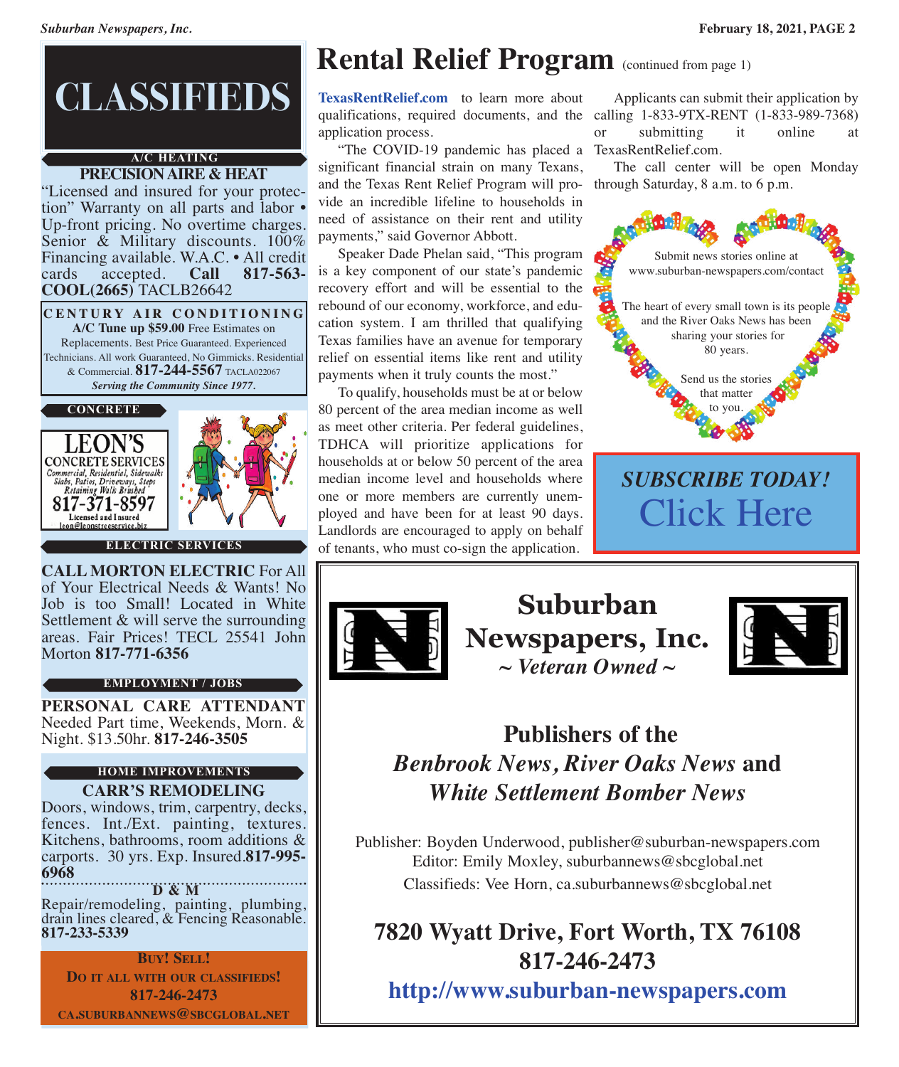# CLASSIFIEDS

## A/C HEATING

**PRECISION AIRE & HEAT**

"Licensed and insured for your protection" Warranty on all parts and labor • Up-front pricing. No overtime charges. Senior & Military discounts. 100% Financing available. W.A.C. • All credit cards accepted. **Call 817-563-COOL(2665)** TACLB26642

**CENTURY AIR CONDITIONING**

**A/C Tune up $59.00** Free Estimates on Replacements. Best Price Guaranteed. Experienced Technicians. All work Guaranteed, No Gimmicks. Residential & Commercial. **817-244-5567** TACLA022067

***Serving the Community Since 1977.***

## CONCRETE

**LEON'S**

**CONCRETE SERVICES**

*Commercial, Residential, Sidewalks Slabs, Patios, Driveways, Steps Retaining Walk Brushed*

**817-371-8597**

Licensed and Insured

leon@leonstreeservice.biz

## ELECTRIC SERVICES

**CALL MORTON ELECTRIC** For All of Your Electrical Needs & Wants! No Job is too Small! Located in White Settlement & will serve the surrounding areas. Fair Prices! TECL 25541 John Morton **817-771-6356**

## EMPLOYMENT / JOBS

**PERSONAL CARE ATTENDANT** Needed Part time, Weekends, Morn. & Night. $13.50hr. **817-246-3505**

## HOME IMPROVEMENTS

**CARR'S REMODELING**

Doors, windows, trim, carpentry, decks, fences. Int./Ext. painting, textures. Kitchens, bathrooms, room additions & carports. 30 yrs. Exp. Insured.**817-995-6968**

**D & M**

Repair/remodeling, painting, plumbing, drain lines cleared, & Fencing Reasonable. **817-233-5339**

**BUY! SELL!**
**DO IT ALL WITH OUR CLASSIFIEDS!**
**817-246-2473**
**CA.SUBURBANNEWS@SBCGLOBAL.NET**

# Rental Relief Program (continued from page 1)

**TexasRentRelief.com** to learn more about qualifications, required documents, and the application process.

"The COVID-19 pandemic has placed a significant financial strain on many Texans, and the Texas Rent Relief Program will provide an incredible lifeline to households in need of assistance on their rent and utility payments," said Governor Abbott.

Speaker Dade Phelan said, "This program is a key component of our state's pandemic recovery effort and will be essential to the rebound of our economy, workforce, and education system. I am thrilled that qualifying Texas families have an avenue for temporary relief on essential items like rent and utility payments when it truly counts the most."

To qualify, households must be at or below 80 percent of the area median income as well as meet other criteria. Per federal guidelines, TDHCA will prioritize applications for households at or below 50 percent of the area median income level and households where one or more members are currently unemployed and have been for at least 90 days. Landlords are encouraged to apply on behalf of tenants, who must co-sign the application.

Applicants can submit their application by calling 1-833-9TX-RENT (1-833-989-7368) or submitting it online at TexasRentRelief.com.

The call center will be open Monday through Saturday, 8 a.m. to 6 p.m.

Submit news stories online at www.suburban-newspapers.com/contact

The heart of every small town is its people and the River Oaks News has been sharing your stories for 80 years.

Send us the stories that matter to you.

***SUBSCRIBE TODAY!***

Click Here

## Suburban Newspapers, Inc.

***~ Veteran Owned ~***

### Publishers of the *Benbrook News, River Oaks News* and *White Settlement Bomber News*

Publisher: Boyden Underwood, publisher@suburban-newspapers.com
Editor: Emily Moxley, suburbannews@sbcglobal.net
Classifieds: Vee Horn, ca.suburbannews@sbcglobal.net

**7820 Wyatt Drive, Fort Worth, TX 76108**
**817-246-2473**
**http://www.suburban-newspapers.com**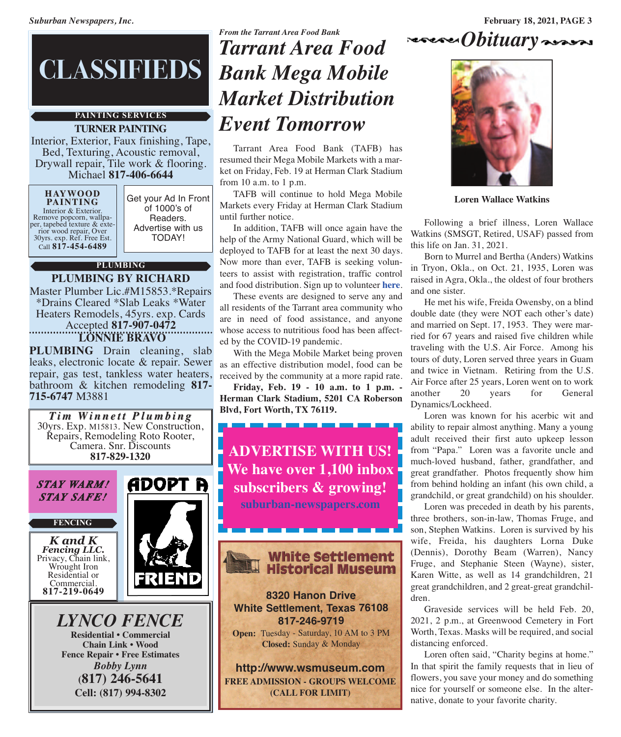# CLASSIFIEDS

**PAINTING SERVICES**

**TURNER PAINTING**
Interior, Exterior, Faux finishing, Tape, Bed, Texturing, Acoustic removal, Drywall repair, Tile work & flooring. Michael **817-406-6644**

**HAYWOOD PAINTING**
Interior & Exterior. Remove popcorn, wallpaper, tapebed texture & exterior wood repair, Over 30yrs. exp. Ref. Free Est. Call **817-454-6489**

Get your Ad In Front of 1000's of Readers. Advertise with us TODAY!

**PLUMBING**

**PLUMBING BY RICHARD**
Master Plumber Lic.#M15853.*Repairs *Drains Cleared *Slab Leaks *Water Heaters Remodels, 45yrs. exp. Cards Accepted **817-907-0472**

**LONNIE BRAVO**
**PLUMBING** Drain cleaning, slab leaks, electronic locate & repair. Sewer repair, gas test, tankless water heaters, bathroom & kitchen remodeling **817-715-6747** M3881

***Tim Winnett Plumbing***
30yrs. Exp. M15813. New Construction, Repairs, Remodeling Roto Rooter, Camera. Snr. Discounts
**817-829-1320**

***STAY WARM! STAY SAFE!***

ADOPT A FRIEND

**FENCING**

***K and K Fencing LLC.***
Privacy, Chain link, Wrought Iron Residential or Commercial.
**817-219-0649**

## *LYNCO FENCE*
**Residential • Commercial**
**Chain Link • Wood**
**Fence Repair • Free Estimates**
***Bobby Lynn***
**(817) 246-5641**
**Cell: (817) 994-8302**

*From the Tarrant Area Food Bank*

# *Tarrant Area Food Bank Mega Mobile Market Distribution Event Tomorrow*

Tarrant Area Food Bank (TAFB) has resumed their Mega Mobile Markets with a market on Friday, Feb. 19 at Herman Clark Stadium from 10 a.m. to 1 p.m.

TAFB will continue to hold Mega Mobile Markets every Friday at Herman Clark Stadium until further notice.

In addition, TAFB will once again have the help of the Army National Guard, which will be deployed to TAFB for at least the next 30 days. Now more than ever, TAFB is seeking volunteers to assist with registration, traffic control and food distribution. Sign up to volunteer **here**.

These events are designed to serve any and all residents of the Tarrant area community who are in need of food assistance, and anyone whose access to nutritious food has been affected by the COVID-19 pandemic.

With the Mega Mobile Market being proven as an effective distribution model, food can be received by the community at a more rapid rate.

**Friday, Feb. 19 - 10 a.m. to 1 p.m. - Herman Clark Stadium, 5201 CA Roberson Blvd, Fort Worth, TX 76119.**

**ADVERTISE WITH US! We have over 1,100 inbox subscribers & growing!**
**suburban-newspapers.com**

**White Settlement Historical Museum**
**8320 Hanon Drive**
**White Settlement, Texas 76108**
**817-246-9719**
**Open:** Tuesday - Saturday, 10 AM to 3 PM
**Closed:** Sunday & Monday
**http://www.wsmuseum.com**
**FREE ADMISSION - GROUPS WELCOME (CALL FOR LIMIT)**

# *Obituary*

**Loren Wallace Watkins**

Following a brief illness, Loren Wallace Watkins (SMSGT, Retired, USAF) passed from this life on Jan. 31, 2021.

Born to Murrel and Bertha (Anders) Watkins in Tryon, Okla., on Oct. 21, 1935, Loren was raised in Agra, Okla., the oldest of four brothers and one sister.

He met his wife, Freida Owensby, on a blind double date (they were NOT each other's date) and married on Sept. 17, 1953. They were married for 67 years and raised five children while traveling with the U.S. Air Force. Among his tours of duty, Loren served three years in Guam and twice in Vietnam. Retiring from the U.S. Air Force after 25 years, Loren went on to work another 20 years for General Dynamics/Lockheed.

Loren was known for his acerbic wit and ability to repair almost anything. Many a young adult received their first auto upkeep lesson from "Papa." Loren was a favorite uncle and much-loved husband, father, grandfather, and great grandfather. Photos frequently show him from behind holding an infant (his own child, a grandchild, or great grandchild) on his shoulder.

Loren was preceded in death by his parents, three brothers, son-in-law, Thomas Fruge, and son, Stephen Watkins. Loren is survived by his wife, Freida, his daughters Lorna Duke (Dennis), Dorothy Beam (Warren), Nancy Fruge, and Stephanie Steen (Wayne), sister, Karen Witte, as well as 14 grandchildren, 21 great grandchildren, and 2 great-great grandchildren.

Graveside services will be held Feb. 20, 2021, 2 p.m., at Greenwood Cemetery in Fort Worth, Texas. Masks will be required, and social distancing enforced.

Loren often said, "Charity begins at home." In that spirit the family requests that in lieu of flowers, you save your money and do something nice for yourself or someone else. In the alternative, donate to your favorite charity.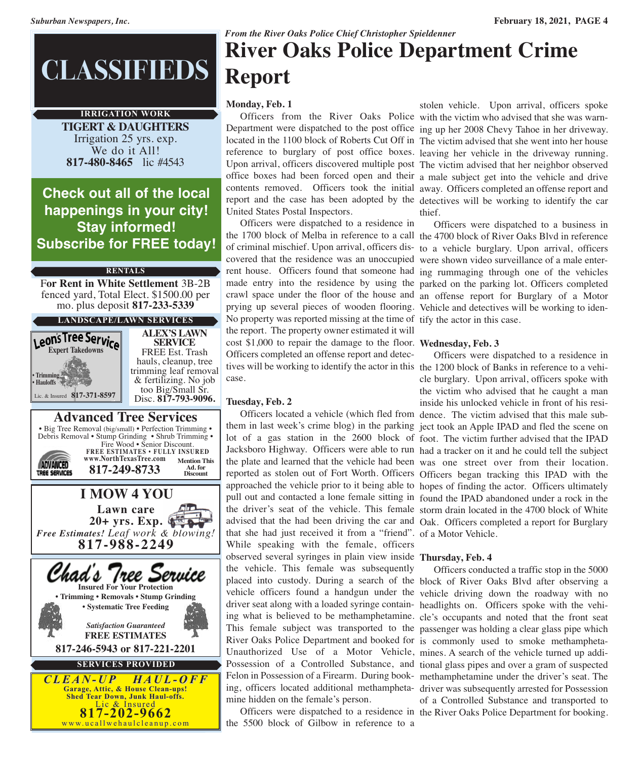# CLASSIFIEDS

**IRRIGATION WORK**

**TIGERT & DAUGHTERS**
Irrigation 25 yrs. exp.
We do it All!
**817-480-8465** lic #4543

**Check out all of the local happenings in your city! Stay informed! Subscribe for FREE today!**

**RENTALS**

**For Rent in White Settlement** 3B-2B fenced yard, Total Elect. $1500.00 per mo. plus deposit **817-233-5339**

**LANDSCAPE/LAWN SERVICES**

**Leon's Tree Service**
Expert Takedowns
• Trimming
• Hauloffs
Lic. & Insured **817-371-8597**

**ALEX'S LAWN SERVICE**
FREE Est. Trash hauls, cleanup, tree trimming leaf removal & fertilizing. No job too Big/Small Sr. Disc. **817-793-9096.**

**Advanced Tree Services**
• Big Tree Removal (big/small) • Perfection Trimming • Debris Removal • Stump Grinding • Shrub Trimming • Fire Wood • Senior Discount.
**FREE ESTIMATES • FULLY INSURED**
**www.NorthTexasTree.com**
**817-249-8733**
**Mention This Ad. for Discount**

**I MOW 4 YOU**
**Lawn care**
**20+ yrs. Exp.**
*Free Estimates! Leaf work & blowing!*
**817-988-2249**

**Chad's Tree Service**
**Insured For Your Protection**
**• Trimming • Removals • Stump Grinding • Systematic Tree Feeding**
***Satisfaction Guaranteed***
**FREE ESTIMATES**
**817-246-5943 or 817-221-2201**

**SERVICES PROVIDED**

***CLEAN-UP HAUL-OFF***
**Garage, Attic, & House Clean-ups! Shed Tear Down, Junk Haul-offs.**
Lic & Insured
**817-202-9662**
www.ucallwehaulcleanup.com

*From the River Oaks Police Chief Christopher Spieldenner*

# River Oaks Police Department Crime Report

**Monday, Feb. 1**

Officers from the River Oaks Police Department were dispatched to the post office located in the 1100 block of Roberts Cut Off in reference to burglary of post office boxes. Upon arrival, officers discovered multiple post office boxes had been forced open and their contents removed. Officers took the initial report and the case has been adopted by the United States Postal Inspectors.

Officers were dispatched to a residence in the 1700 block of Melba in reference to a call of criminal mischief. Upon arrival, officers discovered that the residence was an unoccupied rent house. Officers found that someone had made entry into the residence by using the crawl space under the floor of the house and prying up several pieces of wooden flooring. No property was reported missing at the time of the report. The property owner estimated it will cost $1,000 to repair the damage to the floor. Officers completed an offense report and detectives will be working to identify the actor in this case.

**Tuesday, Feb. 2**

Officers located a vehicle (which fled from them in last week's crime blog) in the parking lot of a gas station in the 2600 block of Jacksboro Highway. Officers were able to run the plate and learned that the vehicle had been reported as stolen out of Fort Worth. Officers approached the vehicle prior to it being able to pull out and contacted a lone female sitting in the driver's seat of the vehicle. This female advised that the had been driving the car and that she had just received it from a "friend". While speaking with the female, officers observed several syringes in plain view inside the vehicle. This female was subsequently placed into custody. During a search of the vehicle officers found a handgun under the driver seat along with a loaded syringe containing what is believed to be methamphetamine. This female subject was transported to the River Oaks Police Department and booked for Unauthorized Use of a Motor Vehicle, Possession of a Controlled Substance, and Felon in Possession of a Firearm. During booking, officers located additional methamphetamine hidden on the female's person.

Officers were dispatched to a residence in the 5500 block of Gilbow in reference to a stolen vehicle. Upon arrival, officers spoke with the victim who advised that she was warming up her 2008 Chevy Tahoe in her driveway. The victim advised that she went into her house leaving her vehicle in the driveway running. The victim advised that her neighbor observed a male subject get into the vehicle and drive away. Officers completed an offense report and detectives will be working to identify the car thief.

Officers were dispatched to a business in the 4700 block of River Oaks Blvd in reference to a vehicle burglary. Upon arrival, officers were shown video surveillance of a male entering rummaging through one of the vehicles parked on the parking lot. Officers completed an offense report for Burglary of a Motor Vehicle and detectives will be working to identify the actor in this case.

**Wednesday, Feb. 3**

Officers were dispatched to a residence in the 1200 block of Banks in reference to a vehicle burglary. Upon arrival, officers spoke with the victim who advised that he caught a man inside his unlocked vehicle in front of his residence. The victim advised that this male subject took an Apple IPAD and fled the scene on foot. The victim further advised that the IPAD had a tracker on it and he could tell the subject was one street over from their location. Officers began tracking this IPAD with the hopes of finding the actor. Officers ultimately found the IPAD abandoned under a rock in the storm drain located in the 4700 block of White Oak. Officers completed a report for Burglary of a Motor Vehicle.

**Thursday, Feb. 4**

Officers conducted a traffic stop in the 5000 block of River Oaks Blvd after observing a vehicle driving down the roadway with no headlights on. Officers spoke with the vehicle's occupants and noted that the front seat passenger was holding a clear glass pipe which is commonly used to smoke methamphetamines. A search of the vehicle turned up additional glass pipes and over a gram of suspected methamphetamine under the driver's seat. The driver was subsequently arrested for Possession of a Controlled Substance and transported to the River Oaks Police Department for booking.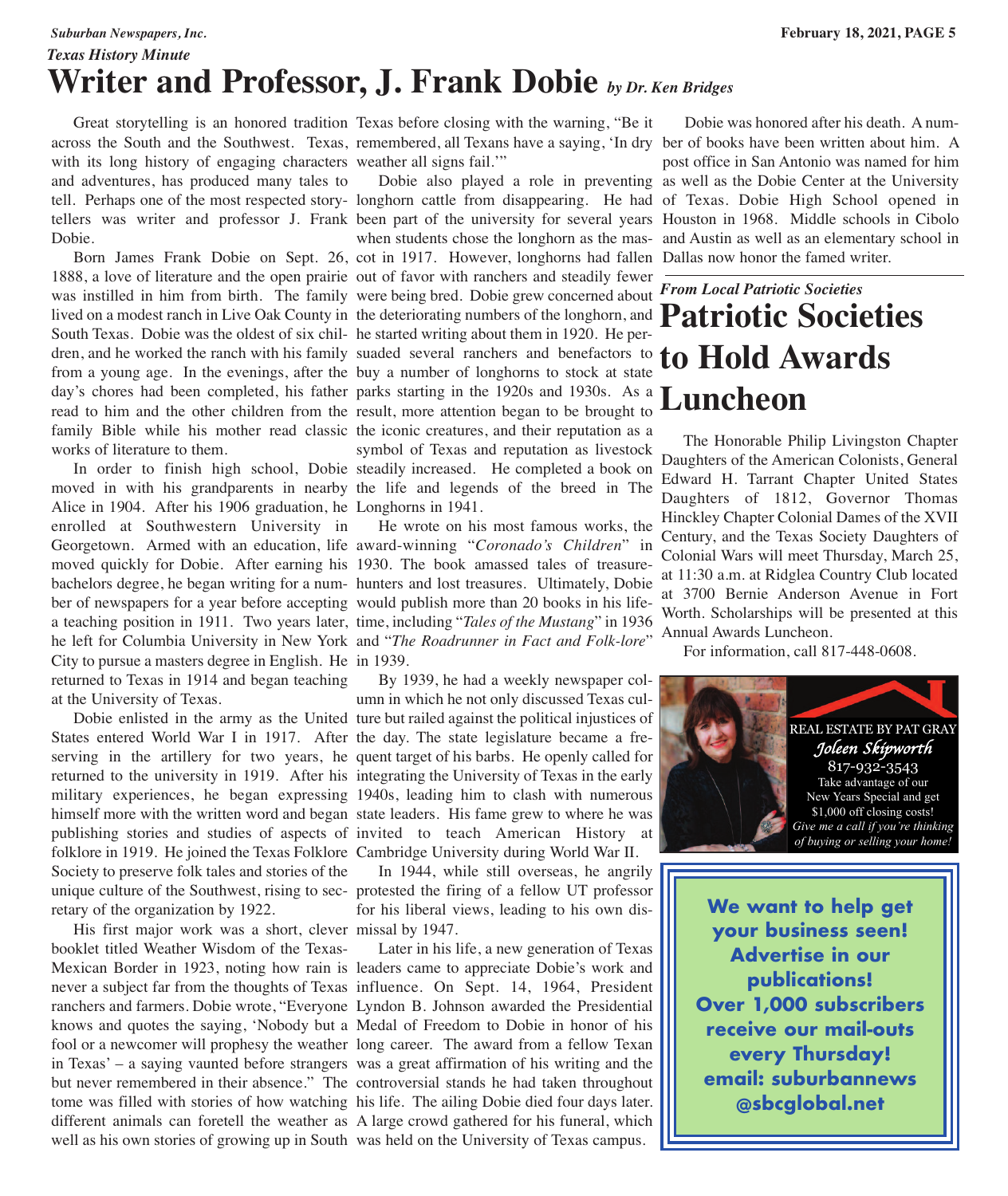*Texas History Minute*

# Writer and Professor, J. Frank Dobie *by Dr. Ken Bridges*

Great storytelling is an honored tradition across the South and the Southwest. Texas, with its long history of engaging characters and adventures, has produced many tales to tell. Perhaps one of the most respected storytellers was writer and professor J. Frank Dobie.

Born James Frank Dobie on Sept. 26, 1888, a love of literature and the open prairie was instilled in him from birth. The family lived on a modest ranch in Live Oak County in South Texas. Dobie was the oldest of six children, and he worked the ranch with his family from a young age. In the evenings, after the day's chores had been completed, his father read to him and the other children from the family Bible while his mother read classic works of literature to them.

In order to finish high school, Dobie moved in with his grandparents in nearby Alice in 1904. After his 1906 graduation, he enrolled at Southwestern University in Georgetown. Armed with an education, life moved quickly for Dobie. After earning his bachelors degree, he began writing for a number of newspapers for a year before accepting a teaching position in 1911. Two years later, he left for Columbia University in New York City to pursue a masters degree in English. He returned to Texas in 1914 and began teaching at the University of Texas.

Dobie enlisted in the army as the United States entered World War I in 1917. After serving in the artillery for two years, he returned to the university in 1919. After his military experiences, he began expressing himself more with the written word and began publishing stories and studies of aspects of folklore in 1919. He joined the Texas Folklore Society to preserve folk tales and stories of the unique culture of the Southwest, rising to secretary of the organization by 1922.

His first major work was a short, clever booklet titled Weather Wisdom of the Texas-Mexican Border in 1923, noting how rain is never a subject far from the thoughts of Texas ranchers and farmers. Dobie wrote, "Everyone knows and quotes the saying, 'Nobody but a fool or a newcomer will prophesy the weather in Texas' – a saying vaunted before strangers but never remembered in their absence." The tome was filled with stories of how watching different animals can foretell the weather as well as his own stories of growing up in South Texas before closing with the warning, "Be it remembered, all Texans have a saying, 'In dry weather all signs fail.'"

Dobie also played a role in preventing longhorn cattle from disappearing. He had been part of the university for several years when students chose the longhorn as the mascot in 1917. However, longhorns had fallen out of favor with ranchers and steadily fewer were being bred. Dobie grew concerned about the deteriorating numbers of the longhorn, and he started writing about them in 1920. He persuaded several ranchers and benefactors to buy a number of longhorns to stock at state parks starting in the 1920s and 1930s. As a result, more attention began to be brought to the iconic creatures, and their reputation as a symbol of Texas and reputation as livestock steadily increased. He completed a book on the life and legends of the breed in The Longhorns in 1941.

He wrote on his most famous works, the award-winning "*Coronado's Children*" in 1930. The book amassed tales of treasure-hunters and lost treasures. Ultimately, Dobie would publish more than 20 books in his lifetime, including "*Tales of the Mustang*" in 1936 and "*The Roadrunner in Fact and Folk-lore*" in 1939.

By 1939, he had a weekly newspaper column in which he not only discussed Texas culture but railed against the political injustices of the day. The state legislature became a frequent target of his barbs. He openly called for integrating the University of Texas in the early 1940s, leading him to clash with numerous state leaders. His fame grew to where he was invited to teach American History at Cambridge University during World War II.

In 1944, while still overseas, he angrily protested the firing of a fellow UT professor for his liberal views, leading to his own dismissal by 1947.

Later in his life, a new generation of Texas leaders came to appreciate Dobie's work and influence. On Sept. 14, 1964, President Lyndon B. Johnson awarded the Presidential Medal of Freedom to Dobie in honor of his long career. The award from a fellow Texan was a great affirmation of his writing and the controversial stands he had taken throughout his life. The ailing Dobie died four days later. A large crowd gathered for his funeral, which was held on the University of Texas campus.

Dobie was honored after his death. A number of books have been written about him. A post office in San Antonio was named for him as well as the Dobie Center at the University of Texas. Dobie High School opened in Houston in 1968. Middle schools in Cibolo and Austin as well as an elementary school in Dallas now honor the famed writer.

*From Local Patriotic Societies*

# Patriotic Societies to Hold Awards Luncheon

The Honorable Philip Livingston Chapter Daughters of the American Colonists, General Edward H. Tarrant Chapter United States Daughters of 1812, Governor Thomas Hinckley Chapter Colonial Dames of the XVII Century, and the Texas Society Daughters of Colonial Wars will meet Thursday, March 25, at 11:30 a.m. at Ridglea Country Club located at 3700 Bernie Anderson Avenue in Fort Worth. Scholarships will be presented at this Annual Awards Luncheon.

For information, call 817-448-0608.

REAL ESTATE BY PAT GRAY
Joleen Skipworth
817-932-3543
Take advantage of our New Years Special and get $1,000 off closing costs!
*Give me a call if you're thinking of buying or selling your home!*

**We want to help get your business seen! Advertise in our publications! Over 1,000 subscribers receive our mail-outs every Thursday! email: suburbannews @sbcglobal.net**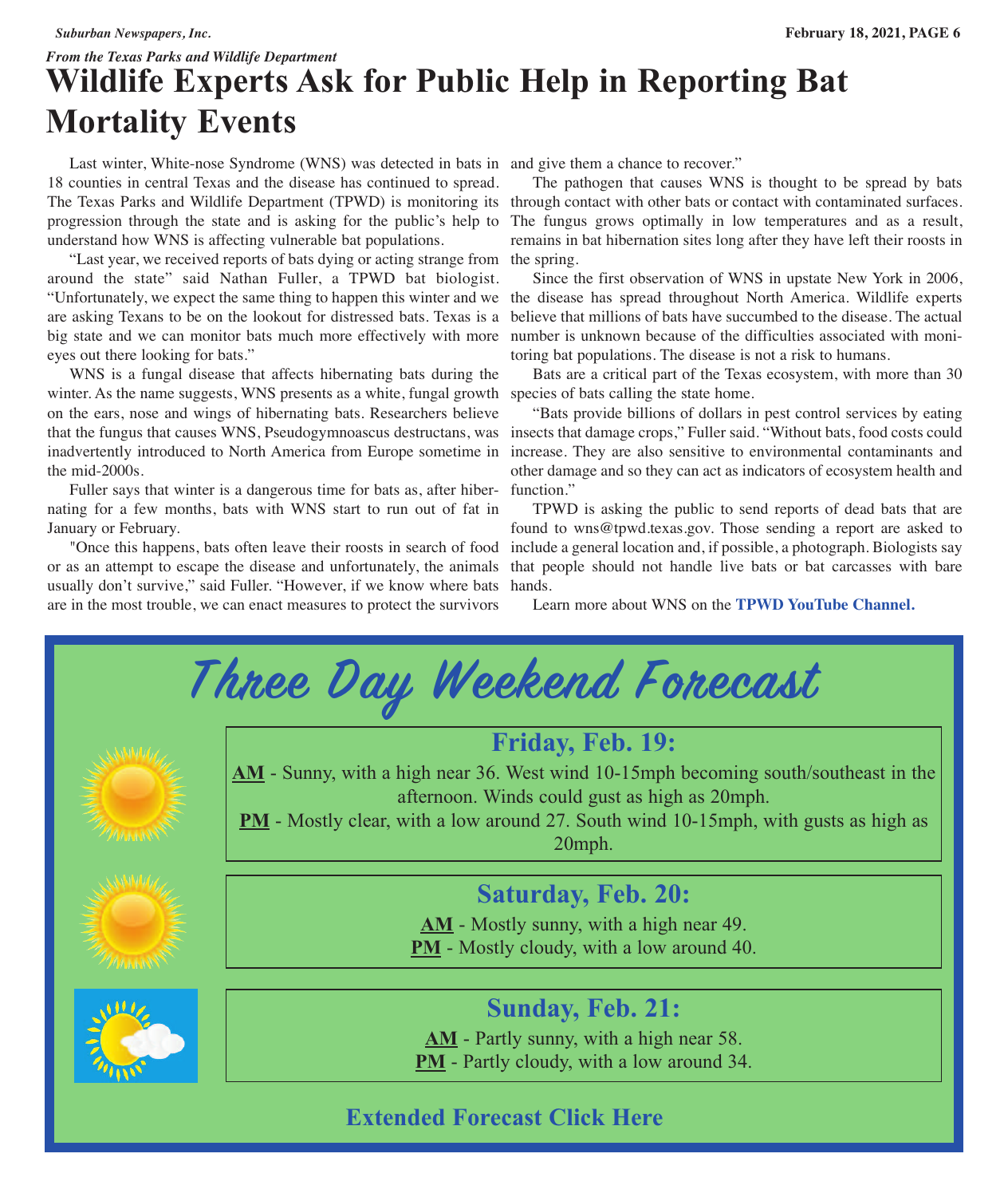*From the Texas Parks and Wildlife Department*

# Wildlife Experts Ask for Public Help in Reporting Bat Mortality Events

Last winter, White-nose Syndrome (WNS) was detected in bats in 18 counties in central Texas and the disease has continued to spread. The Texas Parks and Wildlife Department (TPWD) is monitoring its progression through the state and is asking for the public's help to understand how WNS is affecting vulnerable bat populations.

"Last year, we received reports of bats dying or acting strange from around the state" said Nathan Fuller, a TPWD bat biologist. "Unfortunately, we expect the same thing to happen this winter and we are asking Texans to be on the lookout for distressed bats. Texas is a big state and we can monitor bats much more effectively with more eyes out there looking for bats."

WNS is a fungal disease that affects hibernating bats during the winter. As the name suggests, WNS presents as a white, fungal growth on the ears, nose and wings of hibernating bats. Researchers believe that the fungus that causes WNS, Pseudogymnoascus destructans, was inadvertently introduced to North America from Europe sometime in the mid-2000s.

Fuller says that winter is a dangerous time for bats as, after hibernating for a few months, bats with WNS start to run out of fat in January or February.

"Once this happens, bats often leave their roosts in search of food or as an attempt to escape the disease and unfortunately, the animals usually don't survive," said Fuller. "However, if we know where bats are in the most trouble, we can enact measures to protect the survivors and give them a chance to recover."

The pathogen that causes WNS is thought to be spread by bats through contact with other bats or contact with contaminated surfaces. The fungus grows optimally in low temperatures and as a result, remains in bat hibernation sites long after they have left their roosts in the spring.

Since the first observation of WNS in upstate New York in 2006, the disease has spread throughout North America. Wildlife experts believe that millions of bats have succumbed to the disease. The actual number is unknown because of the difficulties associated with monitoring bat populations. The disease is not a risk to humans.

Bats are a critical part of the Texas ecosystem, with more than 30 species of bats calling the state home.

"Bats provide billions of dollars in pest control services by eating insects that damage crops," Fuller said. "Without bats, food costs could increase. They are also sensitive to environmental contaminants and other damage and so they can act as indicators of ecosystem health and function."

TPWD is asking the public to send reports of dead bats that are found to wns@tpwd.texas.gov. Those sending a report are asked to include a general location and, if possible, a photograph. Biologists say that people should not handle live bats or bat carcasses with bare hands.

Learn more about WNS on the **TPWD YouTube Channel.**

# Three Day Weekend Forecast

## Friday, Feb. 19:

**AM** - Sunny, with a high near 36. West wind 10-15mph becoming south/southeast in the afternoon. Winds could gust as high as 20mph.

**PM** - Mostly clear, with a low around 27. South wind 10-15mph, with gusts as high as 20mph.

## Saturday, Feb. 20:

**AM** - Mostly sunny, with a high near 49.

**PM** - Mostly cloudy, with a low around 40.

## Sunday, Feb. 21:

**AM** - Partly sunny, with a high near 58.

**PM** - Partly cloudy, with a low around 34.

**Extended Forecast Click Here**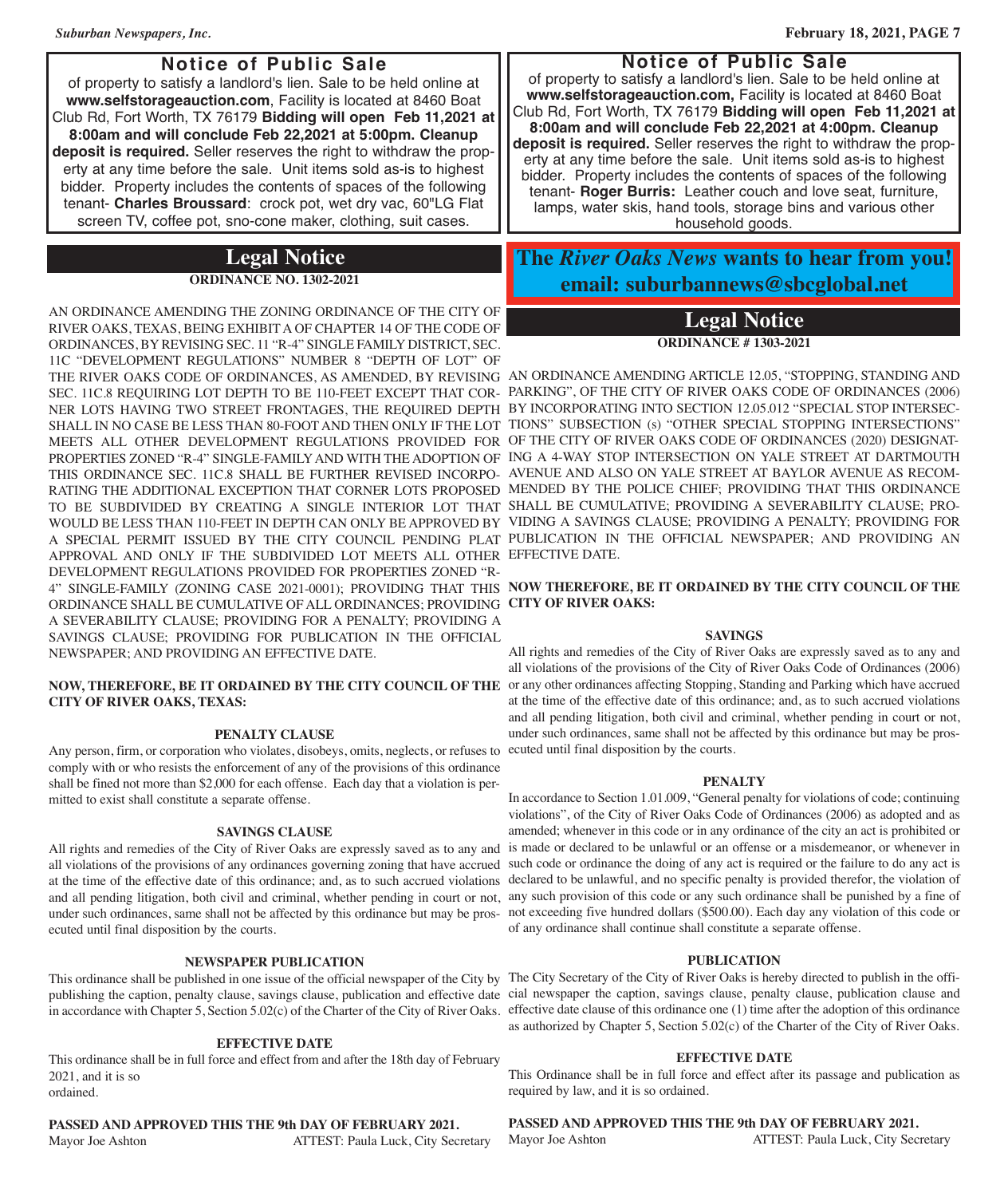## Notice of Public Sale

of property to satisfy a landlord's lien. Sale to be held online at **www.selfstorageauction.com**, Facility is located at 8460 Boat Club Rd, Fort Worth, TX 76179 **Bidding will open Feb 11,2021 at 8:00am and will conclude Feb 22,2021 at 5:00pm. Cleanup deposit is required.** Seller reserves the right to withdraw the property at any time before the sale. Unit items sold as-is to highest bidder. Property includes the contents of spaces of the following tenant- **Charles Broussard**: crock pot, wet dry vac, 60"LG Flat screen TV, coffee pot, sno-cone maker, clothing, suit cases.

## Legal Notice

**ORDINANCE NO. 1302-2021**

AN ORDINANCE AMENDING THE ZONING ORDINANCE OF THE CITY OF RIVER OAKS, TEXAS, BEING EXHIBIT A OF CHAPTER 14 OF THE CODE OF ORDINANCES, BY REVISING SEC. 11 "R-4" SINGLE FAMILY DISTRICT, SEC. 11C "DEVELOPMENT REGULATIONS" NUMBER 8 "DEPTH OF LOT" OF THE RIVER OAKS CODE OF ORDINANCES, AS AMENDED, BY REVISING SEC. 11C.8 REQUIRING LOT DEPTH TO BE 110-FEET EXCEPT THAT CORNER LOTS HAVING TWO STREET FRONTAGES, THE REQUIRED DEPTH SHALL IN NO CASE BE LESS THAN 80-FOOT AND THEN ONLY IF THE LOT MEETS ALL OTHER DEVELOPMENT REGULATIONS PROVIDED FOR PROPERTIES ZONED "R-4" SINGLE-FAMILY AND WITH THE ADOPTION OF THIS ORDINANCE SEC. 11C.8 SHALL BE FURTHER REVISED INCORPORATING THE ADDITIONAL EXCEPTION THAT CORNER LOTS PROPOSED TO BE SUBDIVIDED BY CREATING A SINGLE INTERIOR LOT THAT WOULD BE LESS THAN 110-FEET IN DEPTH CAN ONLY BE APPROVED BY A SPECIAL PERMIT ISSUED BY THE CITY COUNCIL PENDING PLAT APPROVAL AND ONLY IF THE SUBDIVIDED LOT MEETS ALL OTHER DEVELOPMENT REGULATIONS PROVIDED FOR PROPERTIES ZONED "R-4" SINGLE-FAMILY (ZONING CASE 2021-0001); PROVIDING THAT THIS ORDINANCE SHALL BE CUMULATIVE OF ALL ORDINANCES; PROVIDING A SEVERABILITY CLAUSE; PROVIDING FOR A PENALTY; PROVIDING A SAVINGS CLAUSE; PROVIDING FOR PUBLICATION IN THE OFFICIAL NEWSPAPER; AND PROVIDING AN EFFECTIVE DATE.

**NOW, THEREFORE, BE IT ORDAINED BY THE CITY COUNCIL OF THE CITY OF RIVER OAKS, TEXAS:**

**PENALTY CLAUSE**

Any person, firm, or corporation who violates, disobeys, omits, neglects, or refuses to comply with or who resists the enforcement of any of the provisions of this ordinance shall be fined not more than $2,000 for each offense. Each day that a violation is permitted to exist shall constitute a separate offense.

**SAVINGS CLAUSE**

All rights and remedies of the City of River Oaks are expressly saved as to any and all violations of the provisions of any ordinances governing zoning that have accrued at the time of the effective date of this ordinance; and, as to such accrued violations and all pending litigation, both civil and criminal, whether pending in court or not, under such ordinances, same shall not be affected by this ordinance but may be prosecuted until final disposition by the courts.

**NEWSPAPER PUBLICATION**

This ordinance shall be published in one issue of the official newspaper of the City by publishing the caption, penalty clause, savings clause, publication and effective date in accordance with Chapter 5, Section 5.02(c) of the Charter of the City of River Oaks.

**EFFECTIVE DATE**

This ordinance shall be in full force and effect from and after the 18th day of February 2021, and it is so ordained.

**PASSED AND APPROVED THIS THE 9th DAY OF FEBRUARY 2021.**

Mayor Joe Ashton ATTEST: Paula Luck, City Secretary

## Notice of Public Sale

of property to satisfy a landlord's lien. Sale to be held online at **www.selfstorageauction.com,** Facility is located at 8460 Boat Club Rd, Fort Worth, TX 76179 **Bidding will open Feb 11,2021 at 8:00am and will conclude Feb 22,2021 at 4:00pm. Cleanup deposit is required.** Seller reserves the right to withdraw the property at any time before the sale. Unit items sold as-is to highest bidder. Property includes the contents of spaces of the following tenant- **Roger Burris:** Leather couch and love seat, furniture, lamps, water skis, hand tools, storage bins and various other household goods.

**The *River Oaks News* wants to hear from you! email: suburbannews@sbcglobal.net**

## Legal Notice

**ORDINANCE # 1303-2021**

AN ORDINANCE AMENDING ARTICLE 12.05, "STOPPING, STANDING AND PARKING", OF THE CITY OF RIVER OAKS CODE OF ORDINANCES (2006) BY INCORPORATING INTO SECTION 12.05.012 "SPECIAL STOP INTERSECTIONS" SUBSECTION (s) "OTHER SPECIAL STOPPING INTERSECTIONS" OF THE CITY OF RIVER OAKS CODE OF ORDINANCES (2020) DESIGNATING A 4-WAY STOP INTERSECTION ON YALE STREET AT DARTMOUTH AVENUE AND ALSO ON YALE STREET AT BAYLOR AVENUE AS RECOMMENDED BY THE POLICE CHIEF; PROVIDING THAT THIS ORDINANCE SHALL BE CUMULATIVE; PROVIDING A SEVERABILITY CLAUSE; PROVIDING A SAVINGS CLAUSE; PROVIDING A PENALTY; PROVIDING FOR PUBLICATION IN THE OFFICIAL NEWSPAPER; AND PROVIDING AN EFFECTIVE DATE.

**NOW THEREFORE, BE IT ORDAINED BY THE CITY COUNCIL OF THE CITY OF RIVER OAKS:**

**SAVINGS**

All rights and remedies of the City of River Oaks are expressly saved as to any and all violations of the provisions of the City of River Oaks Code of Ordinances (2006) or any other ordinances affecting Stopping, Standing and Parking which have accrued at the time of the effective date of this ordinance; and, as to such accrued violations and all pending litigation, both civil and criminal, whether pending in court or not, under such ordinances, same shall not be affected by this ordinance but may be prosecuted until final disposition by the courts.

**PENALTY**

In accordance to Section 1.01.009, "General penalty for violations of code; continuing violations", of the City of River Oaks Code of Ordinances (2006) as adopted and as amended; whenever in this code or in any ordinance of the city an act is prohibited or is made or declared to be unlawful or an offense or a misdemeanor, or whenever in such code or ordinance the doing of any act is required or the failure to do any act is declared to be unlawful, and no specific penalty is provided therefor, the violation of any such provision of this code or any such ordinance shall be punished by a fine of not exceeding five hundred dollars ($500.00). Each day any violation of this code or of any ordinance shall continue shall constitute a separate offense.

**PUBLICATION**

The City Secretary of the City of River Oaks is hereby directed to publish in the official newspaper the caption, savings clause, penalty clause, publication clause and effective date clause of this ordinance one (1) time after the adoption of this ordinance as authorized by Chapter 5, Section 5.02(c) of the Charter of the City of River Oaks.

**EFFECTIVE DATE**

This Ordinance shall be in full force and effect after its passage and publication as required by law, and it is so ordained.

**PASSED AND APPROVED THIS THE 9th DAY OF FEBRUARY 2021.**

Mayor Joe Ashton ATTEST: Paula Luck, City Secretary